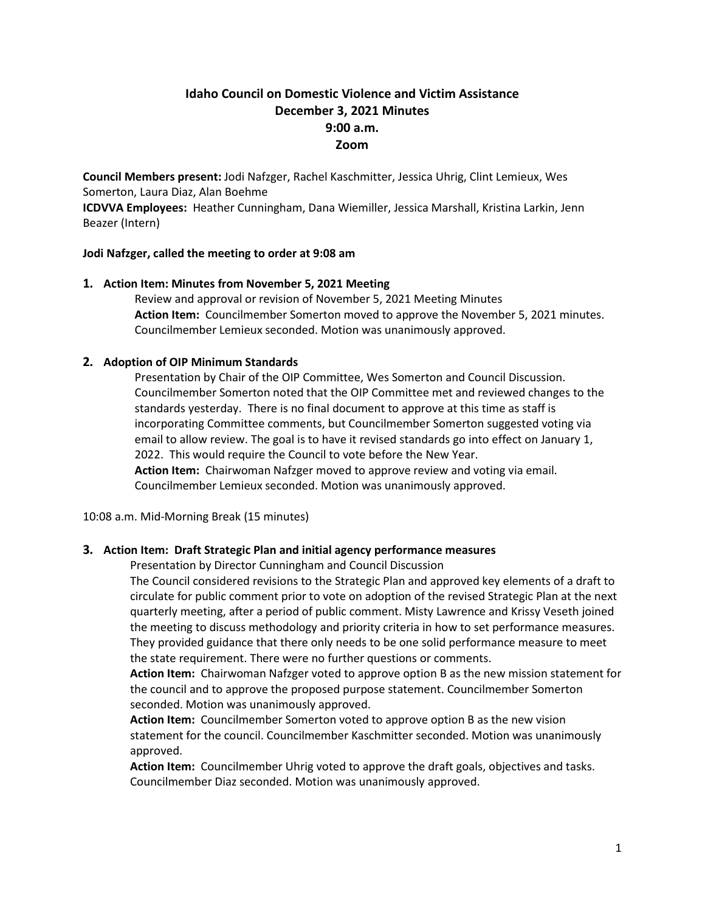# Idaho Council on Domestic Violence and Victim Assistance
## December 3, 2021 Minutes
## 9:00 a.m.
## Zoom

**Council Members present:** Jodi Nafzger, Rachel Kaschmitter, Jessica Uhrig, Clint Lemieux, Wes Somerton, Laura Diaz, Alan Boehme

**ICDVVA Employees:** Heather Cunningham, Dana Wiemiller, Jessica Marshall, Kristina Larkin, Jenn Beazer (Intern)

**Jodi Nafzger, called the meeting to order at 9:08 am**

**1. Action Item: Minutes from November 5, 2021 Meeting**

Review and approval or revision of November 5, 2021 Meeting Minutes

**Action Item:** Councilmember Somerton moved to approve the November 5, 2021 minutes. Councilmember Lemieux seconded. Motion was unanimously approved.

**2. Adoption of OIP Minimum Standards**

Presentation by Chair of the OIP Committee, Wes Somerton and Council Discussion. Councilmember Somerton noted that the OIP Committee met and reviewed changes to the standards yesterday. There is no final document to approve at this time as staff is incorporating Committee comments, but Councilmember Somerton suggested voting via email to allow review. The goal is to have it revised standards go into effect on January 1, 2022. This would require the Council to vote before the New Year.

**Action Item:** Chairwoman Nafzger moved to approve review and voting via email. Councilmember Lemieux seconded. Motion was unanimously approved.

10:08 a.m. Mid-Morning Break (15 minutes)

**3. Action Item: Draft Strategic Plan and initial agency performance measures**

Presentation by Director Cunningham and Council Discussion

The Council considered revisions to the Strategic Plan and approved key elements of a draft to circulate for public comment prior to vote on adoption of the revised Strategic Plan at the next quarterly meeting, after a period of public comment. Misty Lawrence and Krissy Veseth joined the meeting to discuss methodology and priority criteria in how to set performance measures. They provided guidance that there only needs to be one solid performance measure to meet the state requirement. There were no further questions or comments.

**Action Item:** Chairwoman Nafzger voted to approve option B as the new mission statement for the council and to approve the proposed purpose statement. Councilmember Somerton seconded. Motion was unanimously approved.

**Action Item:** Councilmember Somerton voted to approve option B as the new vision statement for the council. Councilmember Kaschmitter seconded. Motion was unanimously approved.

**Action Item:** Councilmember Uhrig voted to approve the draft goals, objectives and tasks. Councilmember Diaz seconded. Motion was unanimously approved.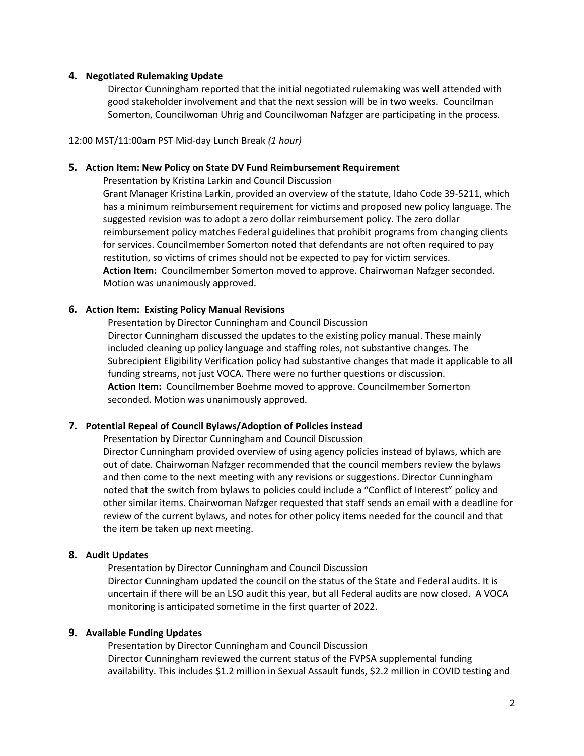## 4. Negotiated Rulemaking Update

Director Cunningham reported that the initial negotiated rulemaking was well attended with good stakeholder involvement and that the next session will be in two weeks. Councilman Somerton, Councilwoman Uhrig and Councilwoman Nafzger are participating in the process.

12:00 MST/11:00am PST Mid-day Lunch Break *(1 hour)*

## 5. Action Item: New Policy on State DV Fund Reimbursement Requirement

Presentation by Kristina Larkin and Council Discussion

Grant Manager Kristina Larkin, provided an overview of the statute, Idaho Code 39-5211, which has a minimum reimbursement requirement for victims and proposed new policy language. The suggested revision was to adopt a zero dollar reimbursement policy. The zero dollar reimbursement policy matches Federal guidelines that prohibit programs from changing clients for services. Councilmember Somerton noted that defendants are not often required to pay restitution, so victims of crimes should not be expected to pay for victim services.

**Action Item:** Councilmember Somerton moved to approve. Chairwoman Nafzger seconded. Motion was unanimously approved.

## 6. Action Item: Existing Policy Manual Revisions

Presentation by Director Cunningham and Council Discussion

Director Cunningham discussed the updates to the existing policy manual. These mainly included cleaning up policy language and staffing roles, not substantive changes. The Subrecipient Eligibility Verification policy had substantive changes that made it applicable to all funding streams, not just VOCA. There were no further questions or discussion.

**Action Item:** Councilmember Boehme moved to approve. Councilmember Somerton seconded. Motion was unanimously approved.

## 7. Potential Repeal of Council Bylaws/Adoption of Policies instead

Presentation by Director Cunningham and Council Discussion

Director Cunningham provided overview of using agency policies instead of bylaws, which are out of date. Chairwoman Nafzger recommended that the council members review the bylaws and then come to the next meeting with any revisions or suggestions. Director Cunningham noted that the switch from bylaws to policies could include a "Conflict of Interest" policy and other similar items. Chairwoman Nafzger requested that staff sends an email with a deadline for review of the current bylaws, and notes for other policy items needed for the council and that the item be taken up next meeting.

## 8. Audit Updates

Presentation by Director Cunningham and Council Discussion

Director Cunningham updated the council on the status of the State and Federal audits. It is uncertain if there will be an LSO audit this year, but all Federal audits are now closed. A VOCA monitoring is anticipated sometime in the first quarter of 2022.

## 9. Available Funding Updates

Presentation by Director Cunningham and Council Discussion

Director Cunningham reviewed the current status of the FVPSA supplemental funding availability. This includes $1.2 million in Sexual Assault funds, $2.2 million in COVID testing and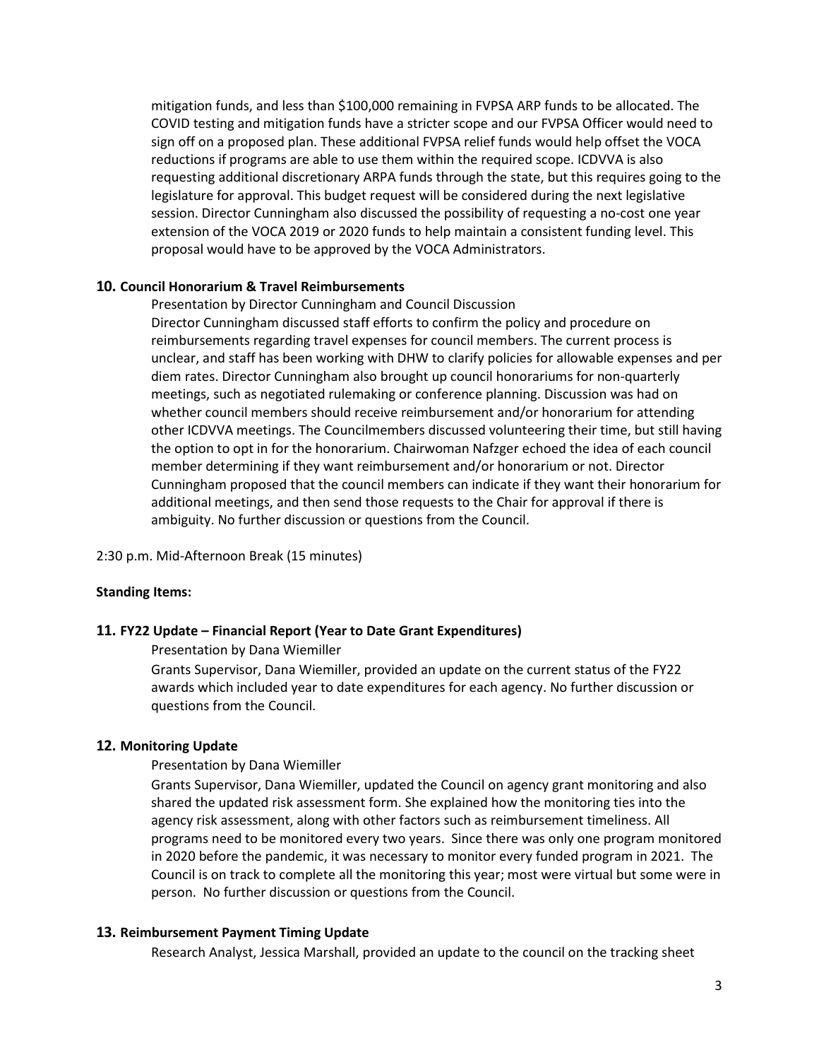mitigation funds, and less than $100,000 remaining in FVPSA ARP funds to be allocated. The COVID testing and mitigation funds have a stricter scope and our FVPSA Officer would need to sign off on a proposed plan. These additional FVPSA relief funds would help offset the VOCA reductions if programs are able to use them within the required scope. ICDVVA is also requesting additional discretionary ARPA funds through the state, but this requires going to the legislature for approval. This budget request will be considered during the next legislative session. Director Cunningham also discussed the possibility of requesting a no-cost one year extension of the VOCA 2019 or 2020 funds to help maintain a consistent funding level. This proposal would have to be approved by the VOCA Administrators.

**10. Council Honorarium & Travel Reimbursements**

Presentation by Director Cunningham and Council Discussion

Director Cunningham discussed staff efforts to confirm the policy and procedure on reimbursements regarding travel expenses for council members. The current process is unclear, and staff has been working with DHW to clarify policies for allowable expenses and per diem rates. Director Cunningham also brought up council honorariums for non-quarterly meetings, such as negotiated rulemaking or conference planning. Discussion was had on whether council members should receive reimbursement and/or honorarium for attending other ICDVVA meetings. The Councilmembers discussed volunteering their time, but still having the option to opt in for the honorarium. Chairwoman Nafzger echoed the idea of each council member determining if they want reimbursement and/or honorarium or not. Director Cunningham proposed that the council members can indicate if they want their honorarium for additional meetings, and then send those requests to the Chair for approval if there is ambiguity. No further discussion or questions from the Council.

2:30 p.m. Mid-Afternoon Break (15 minutes)

**Standing Items:**

**11. FY22 Update – Financial Report (Year to Date Grant Expenditures)**

Presentation by Dana Wiemiller

Grants Supervisor, Dana Wiemiller, provided an update on the current status of the FY22 awards which included year to date expenditures for each agency. No further discussion or questions from the Council.

**12. Monitoring Update**

Presentation by Dana Wiemiller

Grants Supervisor, Dana Wiemiller, updated the Council on agency grant monitoring and also shared the updated risk assessment form. She explained how the monitoring ties into the agency risk assessment, along with other factors such as reimbursement timeliness. All programs need to be monitored every two years. Since there was only one program monitored in 2020 before the pandemic, it was necessary to monitor every funded program in 2021. The Council is on track to complete all the monitoring this year; most were virtual but some were in person. No further discussion or questions from the Council.

**13. Reimbursement Payment Timing Update**

Research Analyst, Jessica Marshall, provided an update to the council on the tracking sheet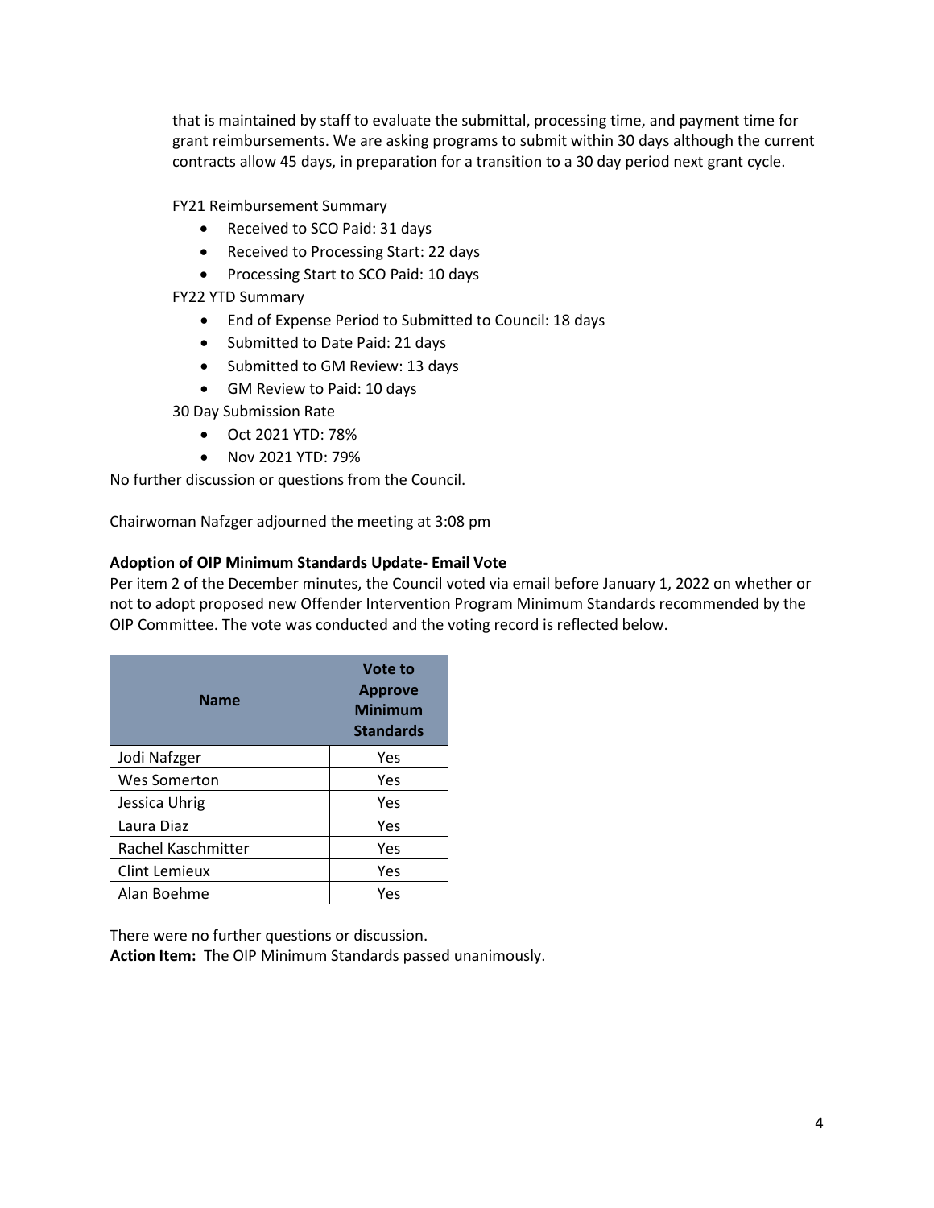that is maintained by staff to evaluate the submittal, processing time, and payment time for grant reimbursements. We are asking programs to submit within 30 days although the current contracts allow 45 days, in preparation for a transition to a 30 day period next grant cycle.

FY21 Reimbursement Summary

- Received to SCO Paid: 31 days
- Received to Processing Start: 22 days
- Processing Start to SCO Paid: 10 days

FY22 YTD Summary

- End of Expense Period to Submitted to Council: 18 days
- Submitted to Date Paid: 21 days
- Submitted to GM Review: 13 days
- GM Review to Paid: 10 days

30 Day Submission Rate

- Oct 2021 YTD: 78%
- Nov 2021 YTD: 79%

No further discussion or questions from the Council.

Chairwoman Nafzger adjourned the meeting at 3:08 pm

**Adoption of OIP Minimum Standards Update- Email Vote**

Per item 2 of the December minutes, the Council voted via email before January 1, 2022 on whether or not to adopt proposed new Offender Intervention Program Minimum Standards recommended by the OIP Committee. The vote was conducted and the voting record is reflected below.

| Name | Vote to Approve Minimum Standards |
|---|---|
| Jodi Nafzger | Yes |
| Wes Somerton | Yes |
| Jessica Uhrig | Yes |
| Laura Diaz | Yes |
| Rachel Kaschmitter | Yes |
| Clint Lemieux | Yes |
| Alan Boehme | Yes |

There were no further questions or discussion.
**Action Item:** The OIP Minimum Standards passed unanimously.